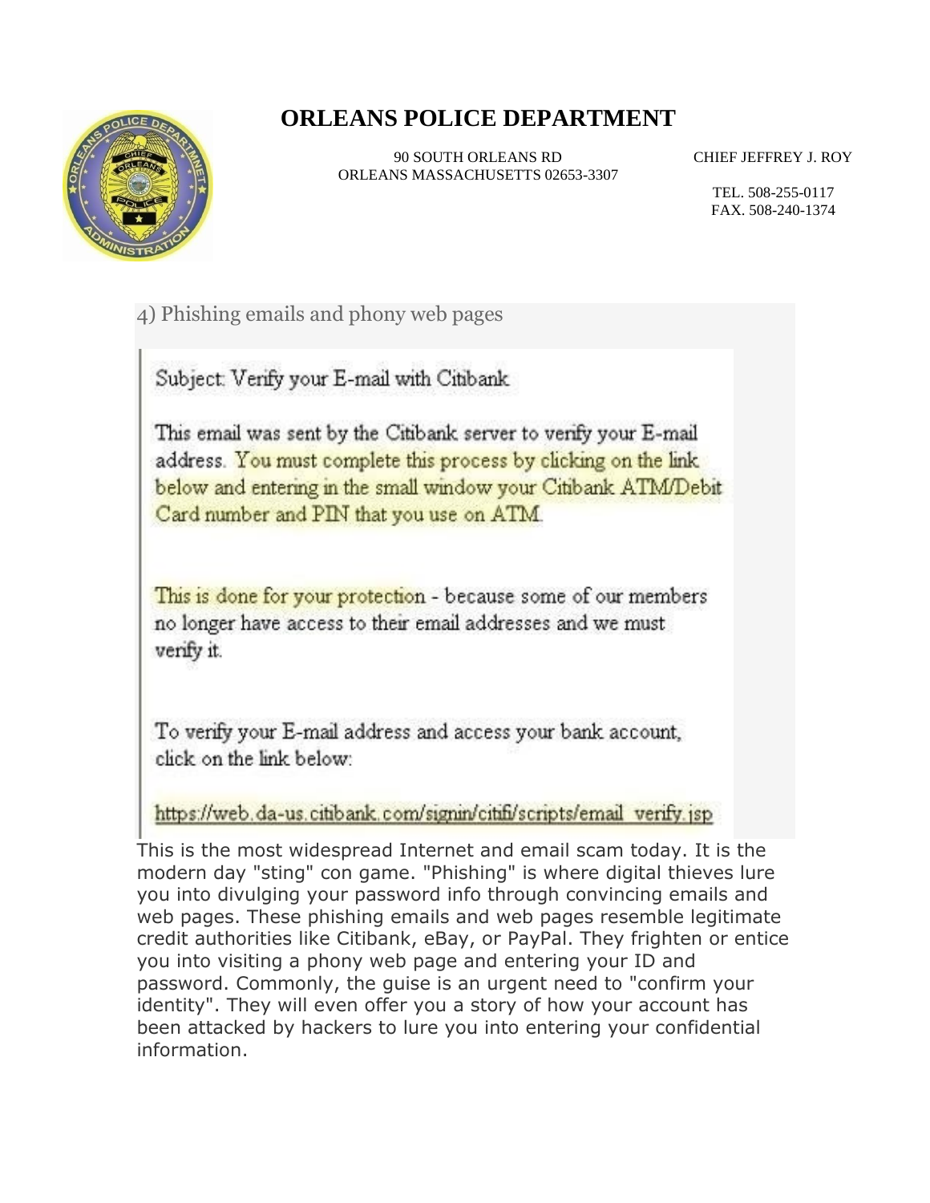# ORLEANS POLICE DEPARTMENT

90 SOUTH ORLEANS RD
ORLEANS MASSACHUSETTS 02653-3307

CHIEF JEFFREY J. ROY

TEL. 508-255-0117
FAX. 508-240-1374

4) Phishing emails and phony web pages

> Subject: Verify your E-mail with Citibank
>
> This email was sent by the Citibank server to verify your E-mail address. You must complete this process by clicking on the link below and entering in the small window your Citibank ATM/Debit Card number and PIN that you use on ATM.
>
> This is done for your protection - because some of our members no longer have access to their email addresses and we must verify it.
>
> To verify your E-mail address and access your bank account, click on the link below:
>
> https://web.da-us.citibank.com/signin/citifi/scripts/email_verify.jsp

This is the most widespread Internet and email scam today. It is the modern day "sting" con game. "Phishing" is where digital thieves lure you into divulging your password info through convincing emails and web pages. These phishing emails and web pages resemble legitimate credit authorities like Citibank, eBay, or PayPal. They frighten or entice you into visiting a phony web page and entering your ID and password. Commonly, the guise is an urgent need to "confirm your identity". They will even offer you a story of how your account has been attacked by hackers to lure you into entering your confidential information.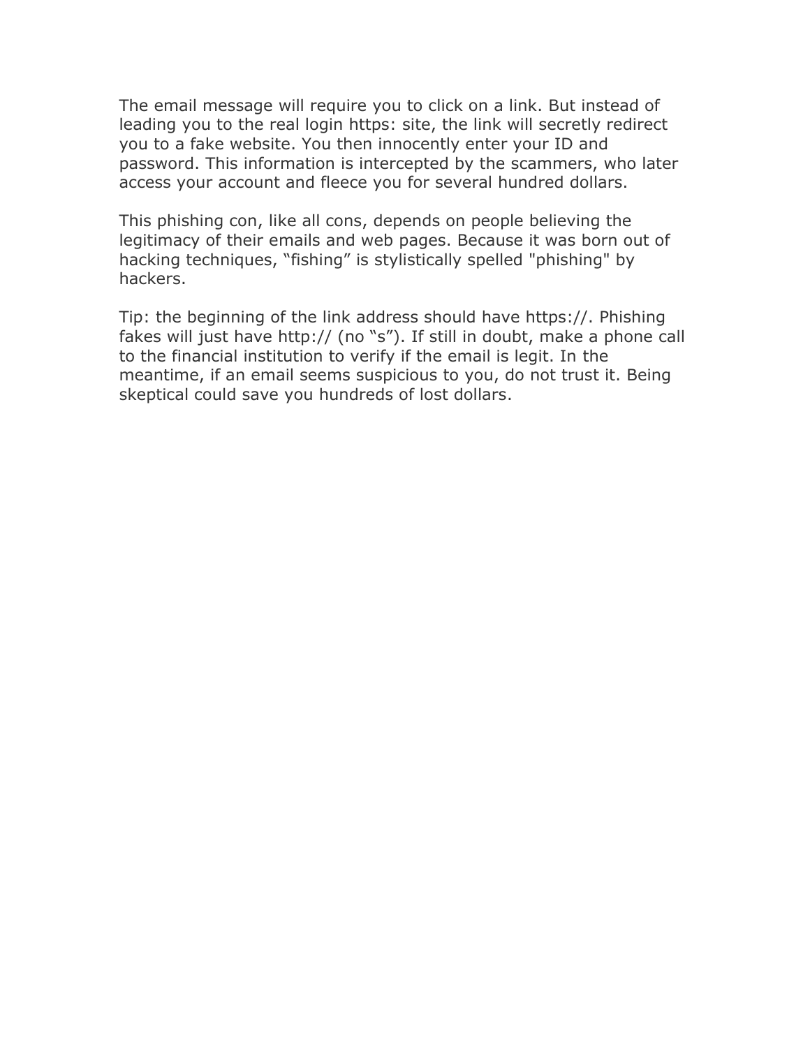The email message will require you to click on a link. But instead of leading you to the real login https: site, the link will secretly redirect you to a fake website. You then innocently enter your ID and password. This information is intercepted by the scammers, who later access your account and fleece you for several hundred dollars.

This phishing con, like all cons, depends on people believing the legitimacy of their emails and web pages. Because it was born out of hacking techniques, “fishing” is stylistically spelled "phishing" by hackers.

Tip: the beginning of the link address should have https://. Phishing fakes will just have http:// (no “s”). If still in doubt, make a phone call to the financial institution to verify if the email is legit. In the meantime, if an email seems suspicious to you, do not trust it. Being skeptical could save you hundreds of lost dollars.